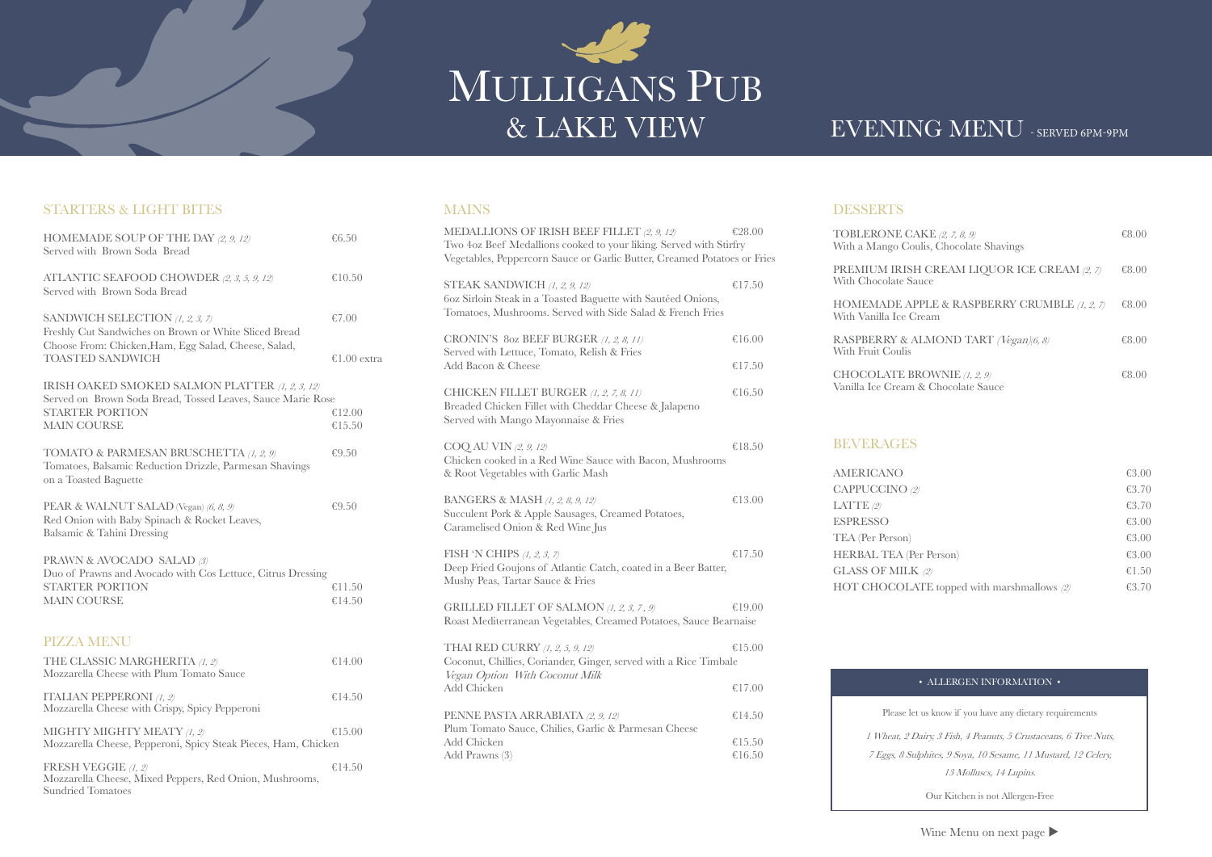# MULLIGANS PUB & LAKE VIEW

## EVENING MENU - SERVED 6PM-9PM

### STARTERS & LIGHT BITES

HOMEMADE SOUP OF THE DAY *(2, 9, 12)* — €6.50
Served with Brown Soda Bread

ATLANTIC SEAFOOD CHOWDER *(2, 3, 5, 9, 12)* — €10.50
Served with Brown Soda Bread

SANDWICH SELECTION *(1, 2, 3, 7)* — €7.00
Freshly Cut Sandwiches on Brown or White Sliced Bread
Choose From: Chicken,Ham, Egg Salad, Cheese, Salad,
TOASTED SANDWICH — €1.00 extra

IRISH OAKED SMOKED SALMON PLATTER *(1, 2, 3, 12)*
Served on Brown Soda Bread, Tossed Leaves, Sauce Marie Rose
STARTER PORTION — €12.00
MAIN COURSE — €15.50

TOMATO & PARMESAN BRUSCHETTA *(1, 2, 9)* — €9.50
Tomatoes, Balsamic Reduction Drizzle, Parmesan Shavings on a Toasted Baguette

PEAR & WALNUT SALAD (Vegan) *(6, 8, 9)* — €9.50
Red Onion with Baby Spinach & Rocket Leaves,
Balsamic & Tahini Dressing

PRAWN & AVOCADO SALAD *(3)*
Duo of Prawns and Avocado with Cos Lettuce, Citrus Dressing
STARTER PORTION — €11.50
MAIN COURSE — €14.50

### PIZZA MENU

THE CLASSIC MARGHERITA *(1, 2)* — €14.00
Mozzarella Cheese with Plum Tomato Sauce

ITALIAN PEPPERONI *(1, 2)* — €14.50
Mozzarella Cheese with Crispy, Spicy Pepperoni

MIGHTY MIGHTY MEATY *(1, 2)* — €15.00
Mozzarella Cheese, Pepperoni, Spicy Steak Pieces, Ham, Chicken

FRESH VEGGIE *(1, 2)* — €14.50
Mozzarella Cheese, Mixed Peppers, Red Onion, Mushrooms, Sundried Tomatoes

### MAINS

MEDALLIONS OF IRISH BEEF FILLET *(2, 9, 12)* — €28.00
Two 4oz Beef Medallions cooked to your liking. Served with Stirfry Vegetables, Peppercorn Sauce or Garlic Butter, Creamed Potatoes or Fries

STEAK SANDWICH *(1, 2, 9, 12)* — €17.50
6oz Sirloin Steak in a Toasted Baguette with Sautéed Onions, Tomatoes, Mushrooms. Served with Side Salad & French Fries

CRONIN'S 8oz BEEF BURGER *(1, 2, 8, 11)* — €16.00
Served with Lettuce, Tomato, Relish & Fries
Add Bacon & Cheese — €17.50

CHICKEN FILLET BURGER *(1, 2, 7, 8, 11)* — €16.50
Breaded Chicken Fillet with Cheddar Cheese & Jalapeno
Served with Mango Mayonnaise & Fries

COQ AU VIN *(2, 9, 12)* — €18.50
Chicken cooked in a Red Wine Sauce with Bacon, Mushrooms & Root Vegetables with Garlic Mash

BANGERS & MASH *(1, 2, 8, 9, 12)* — €13.00
Succulent Pork & Apple Sausages, Creamed Potatoes,
Caramelised Onion & Red Wine Jus

FISH 'N CHIPS *(1, 2, 3, 7)* — €17.50
Deep Fried Goujons of Atlantic Catch, coated in a Beer Batter,
Mushy Peas, Tartar Sauce & Fries

GRILLED FILLET OF SALMON *(1, 2, 3, 7, 9)* — €19.00
Roast Mediterranean Vegetables, Creamed Potatoes, Sauce Bearnaise

THAI RED CURRY *(1, 2, 5, 9, 12)* — €15.00
Coconut, Chillies, Coriander, Ginger, served with a Rice Timbale
*Vegan Option With Coconut Milk*
Add Chicken — €17.00

PENNE PASTA ARRABIATA *(2, 9, 12)* — €14.50
Plum Tomato Sauce, Chilies, Garlic & Parmesan Cheese
Add Chicken — €15.50
Add Prawns (3) — €16.50

### DESSERTS

TOBLERONE CAKE *(2, 7, 8, 9)* — €8.00
With a Mango Coulis, Chocolate Shavings

PREMIUM IRISH CREAM LIQUOR ICE CREAM *(2, 7)* — €8.00
With Chocolate Sauce

HOMEMADE APPLE & RASPBERRY CRUMBLE *(1, 2, 7)* — €8.00
With Vanilla Ice Cream

RASPBERRY & ALMOND TART *(Vegan)(6, 8)* — €8.00
With Fruit Coulis

CHOCOLATE BROWNIE *(1, 2, 9)* — €8.00
Vanilla Ice Cream & Chocolate Sauce

### BEVERAGES

| Item | Price |
|---|---|
| AMERICANO | €3.00 |
| CAPPUCCINO *(2)* | €3.70 |
| LATTE *(2)* | €3.70 |
| ESPRESSO | €3.00 |
| TEA (Per Person) | €3.00 |
| HERBAL TEA (Per Person) | €3.00 |
| GLASS OF MILK *(2)* | €1.50 |
| HOT CHOCOLATE topped with marshmallows *(2)* | €3.70 |

### • ALLERGEN INFORMATION •

Please let us know if you have any dietary requirements

*1 Wheat, 2 Dairy, 3 Fish, 4 Peanuts, 5 Crustaceans, 6 Tree Nuts, 7 Eggs, 8 Sulphites, 9 Soya, 10 Sesame, 11 Mustard, 12 Celery, 13 Molluscs, 14 Lupins.*

Our Kitchen is not Allergen-Free

Wine Menu on next page ▶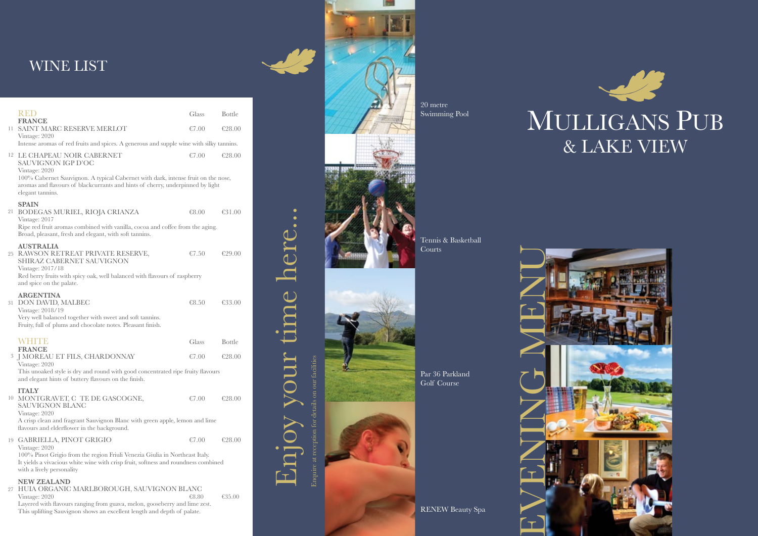# WINE LIST

## RED

| | | Glass | Bottle |
|---|---|---|---|
| | **FRANCE** | | |
| 11 | SAINT MARC RESERVE MERLOT<br>Vintage: 2020<br>Intense aromas of red fruits and spices. A generous and supple wine with silky tannins. | €7.00 | €28.00 |
| 12 | LE CHAPEAU NOIR CABERNET SAUVIGNON IGP D'OC<br>Vintage: 2020<br>100% Cabernet Sauvignon. A typical Cabernet with dark, intense fruit on the nose, aromas and flavours of blackcurrants and hints of cherry, underpinned by light elegant tannins. | €7.00 | €28.00 |
| | **SPAIN** | | |
| 21 | BODEGAS MURIEL, RIOJA CRIANZA<br>Vintage: 2017<br>Ripe red fruit aromas combined with vanilla, cocoa and coffee from the aging. Broad, pleasant, fresh and elegant, with soft tannins. | €8.00 | €31.00 |
| | **AUSTRALIA** | | |
| 25 | RAWSON RETREAT PRIVATE RESERVE, SHIRAZ CABERNET SAUVIGNON<br>Vintage: 2017/18<br>Red berry fruits with spicy oak, well balanced with flavours of raspberry and spice on the palate. | €7.50 | €29.00 |
| | **ARGENTINA** | | |
| 31 | DON DAVID, MALBEC<br>Vintage: 2018/19<br>Very well balanced together with sweet and soft tannins. Fruity, full of plums and chocolate notes. Pleasant finish. | €8.50 | €33.00 |

## WHITE

| | | Glass | Bottle |
|---|---|---|---|
| | **FRANCE** | | |
| 3 | J MOREAU ET FILS, CHARDONNAY<br>Vintage: 2020<br>This unoaked style is dry and round with good concentrated ripe fruity flavours and elegant hints of buttery flavours on the finish. | €7.00 | €28.00 |
| | **ITALY** | | |
| 10 | MONTGRAVET, C TE DE GASCOGNE, SAUVIGNON BLANC<br>Vintage: 2020<br>A crisp clean and fragrant Sauvignon Blanc with green apple, lemon and lime flavours and elderflower in the background. | €7.00 | €28.00 |
| 19 | GABRIELLA, PINOT GRIGIO<br>Vintage: 2020<br>100% Pinot Grigio from the region Friuli Venezia Giulia in Northeast Italy. It yields a vivacious white wine with crisp fruit, softness and roundness combined with a lively personality | €7.00 | €28.00 |
| | **NEW ZEALAND** | | |
| 27 | HUIA ORGANIC MARLBOROUGH, SAUVIGNON BLANC<br>Vintage: 2020<br>Layered with flavours ranging from guava, melon, gooseberry and lime zest. This uplifting Sauvignon shows an excellent length and depth of palate. | €8.80 | €35.00 |

Enjoy your time here...

Enquire at reception for details on our facilities

20 metre Swimming Pool

Tennis & Basketball Courts

Par 36 Parkland Golf Course

RENEW Beauty Spa

# MULLIGANS PUB & LAKE VIEW

EVENING MENU